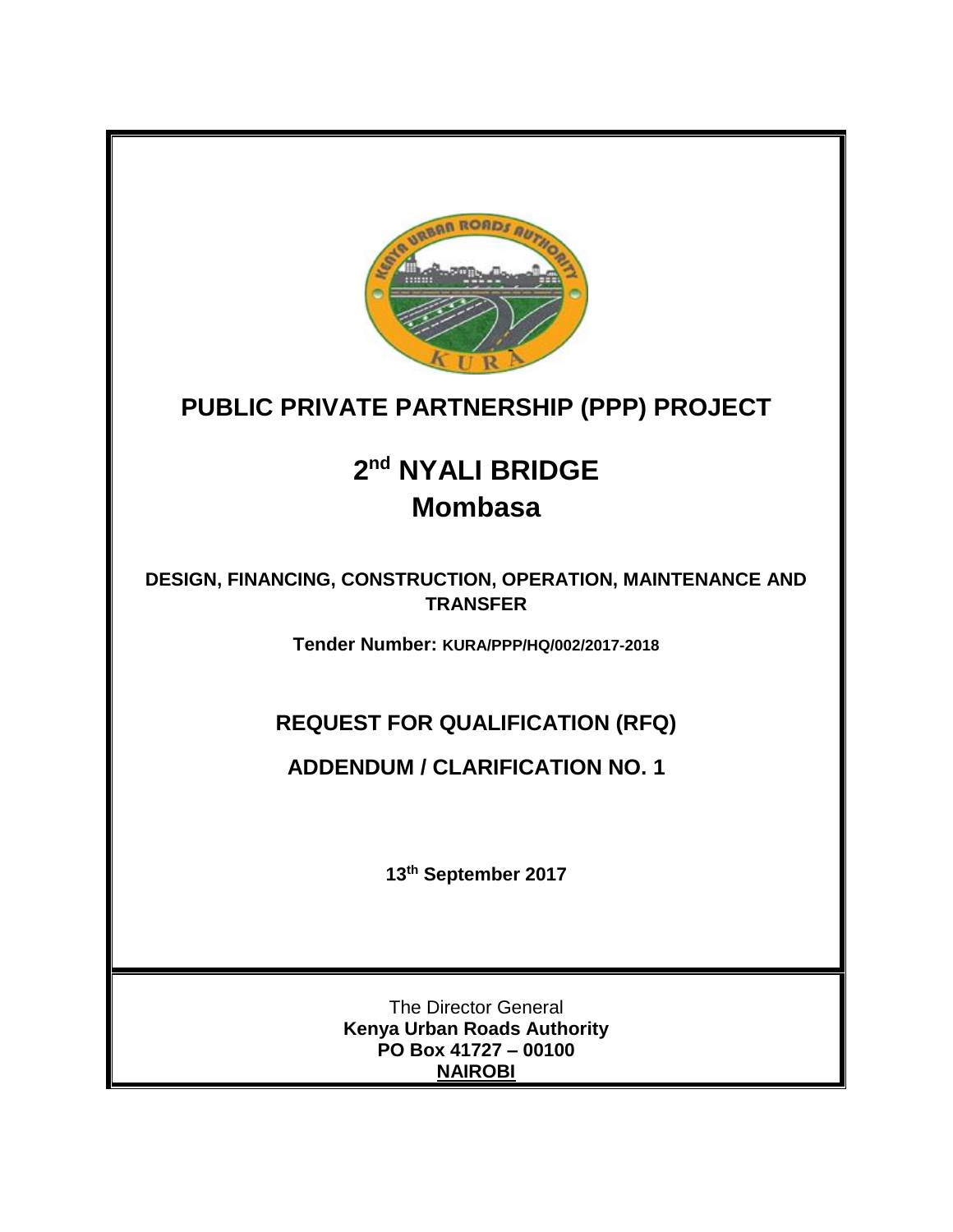# PUBLIC PRIVATE PARTNERSHIP (PPP) PROJECT

# 2nd NYALI BRIDGE
# Mombasa

**DESIGN, FINANCING, CONSTRUCTION, OPERATION, MAINTENANCE AND TRANSFER**

**Tender Number: KURA/PPP/HQ/002/2017-2018**

## REQUEST FOR QUALIFICATION (RFQ)

## ADDENDUM / CLARIFICATION NO. 1

**13th September 2017**

The Director General
**Kenya Urban Roads Authority**
**PO Box 41727 – 00100**
**NAIROBI**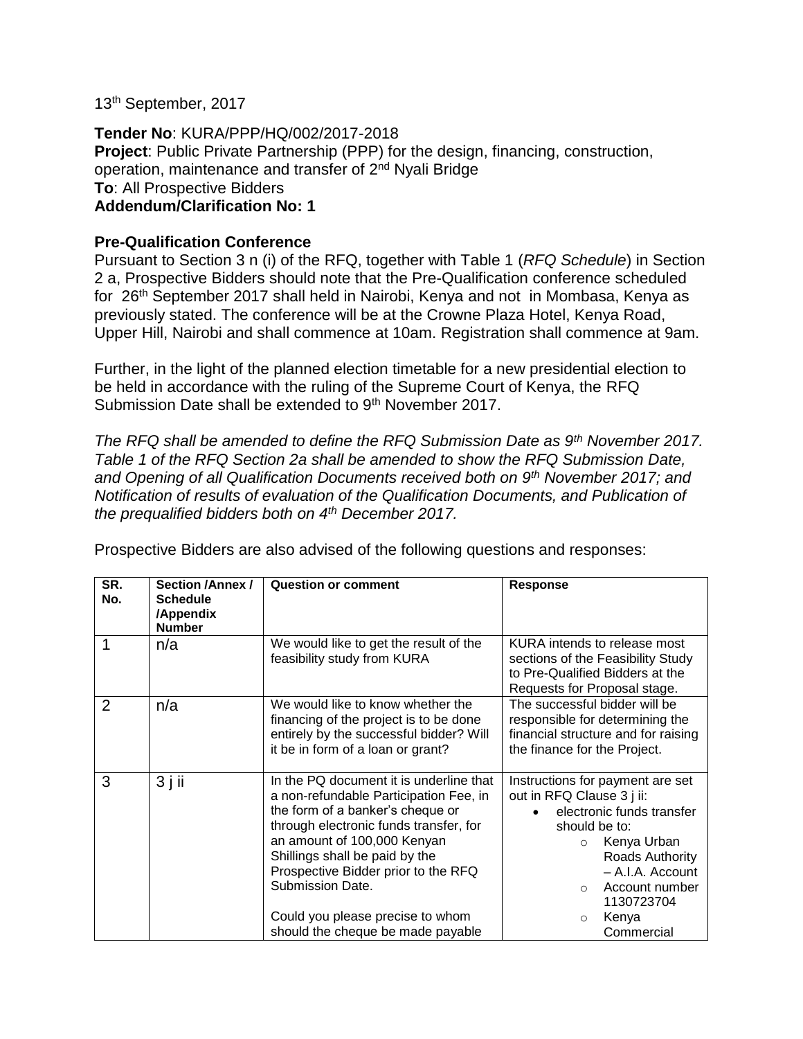13th September, 2017

**Tender No**: KURA/PPP/HQ/002/2017-2018
**Project**: Public Private Partnership (PPP) for the design, financing, construction, operation, maintenance and transfer of 2nd Nyali Bridge
**To**: All Prospective Bidders
**Addendum/Clarification No: 1**

**Pre-Qualification Conference**

Pursuant to Section 3 n (i) of the RFQ, together with Table 1 (*RFQ Schedule*) in Section 2 a, Prospective Bidders should note that the Pre-Qualification conference scheduled for 26th September 2017 shall held in Nairobi, Kenya and not in Mombasa, Kenya as previously stated. The conference will be at the Crowne Plaza Hotel, Kenya Road, Upper Hill, Nairobi and shall commence at 10am. Registration shall commence at 9am.

Further, in the light of the planned election timetable for a new presidential election to be held in accordance with the ruling of the Supreme Court of Kenya, the RFQ Submission Date shall be extended to 9th November 2017.

*The RFQ shall be amended to define the RFQ Submission Date as 9th November 2017. Table 1 of the RFQ Section 2a shall be amended to show the RFQ Submission Date, and Opening of all Qualification Documents received both on 9th November 2017; and Notification of results of evaluation of the Qualification Documents, and Publication of the prequalified bidders both on 4th December 2017.*

Prospective Bidders are also advised of the following questions and responses:

| SR. No. | Section /Annex / Schedule /Appendix Number | Question or comment | Response |
|---|---|---|---|
| 1 | n/a | We would like to get the result of the feasibility study from KURA | KURA intends to release most sections of the Feasibility Study to Pre-Qualified Bidders at the Requests for Proposal stage. |
| 2 | n/a | We would like to know whether the financing of the project is to be done entirely by the successful bidder? Will it be in form of a loan or grant? | The successful bidder will be responsible for determining the financial structure and for raising the finance for the Project. |
| 3 | 3 j ii | In the PQ document it is underline that a non-refundable Participation Fee, in the form of a banker's cheque or through electronic funds transfer, for an amount of 100,000 Kenyan Shillings shall be paid by the Prospective Bidder prior to the RFQ Submission Date.<br><br>Could you please precise to whom should the cheque be made payable | Instructions for payment are set out in RFQ Clause 3 j ii:<br>• electronic funds transfer should be to:<br>  ○ Kenya Urban Roads Authority – A.I.A. Account<br>  ○ Account number 1130723704<br>  ○ Kenya Commercial |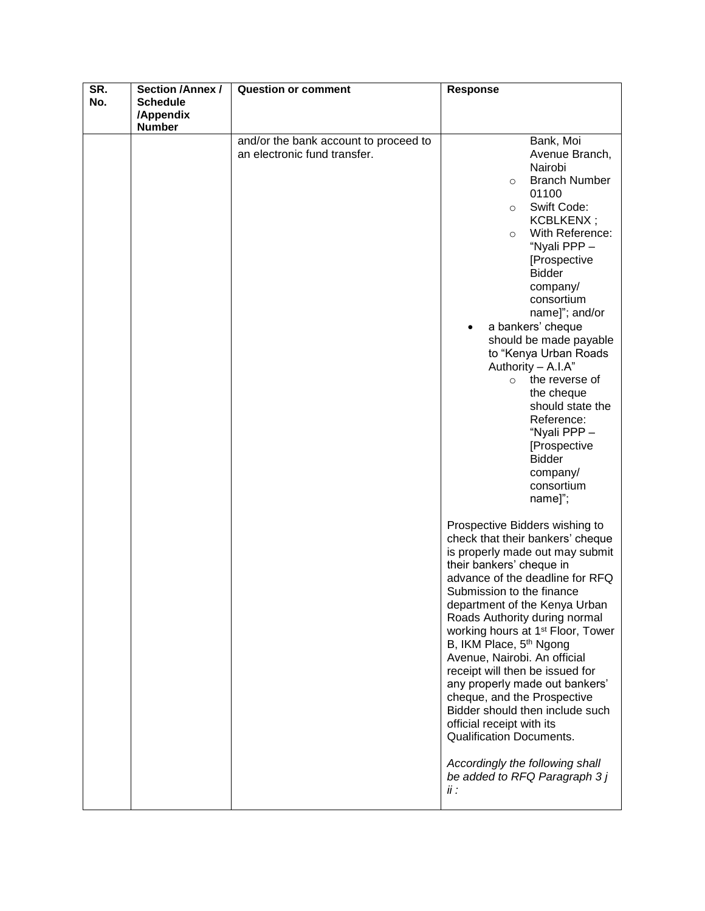| SR. No. | Section /Annex / Schedule /Appendix Number | Question or comment | Response |
|---|---|---|---|
| | | and/or the bank account to proceed to an electronic fund transfer. | Bank, Moi Avenue Branch, Nairobi<br>◦ Branch Number 01100<br>◦ Swift Code: KCBLKENX ;<br>◦ With Reference: "Nyali PPP – [Prospective Bidder company/ consortium name]"; and/or<br>• a bankers' cheque should be made payable to "Kenya Urban Roads Authority – A.I.A"<br>◦ the reverse of the cheque should state the Reference: "Nyali PPP – [Prospective Bidder company/ consortium name]";<br><br>Prospective Bidders wishing to check that their bankers' cheque is properly made out may submit their bankers' cheque in advance of the deadline for RFQ Submission to the finance department of the Kenya Urban Roads Authority during normal working hours at 1st Floor, Tower B, IKM Place, 5th Ngong Avenue, Nairobi. An official receipt will then be issued for any properly made out bankers' cheque, and the Prospective Bidder should then include such official receipt with its Qualification Documents.<br><br>*Accordingly the following shall be added to RFQ Paragraph 3 j ii :* |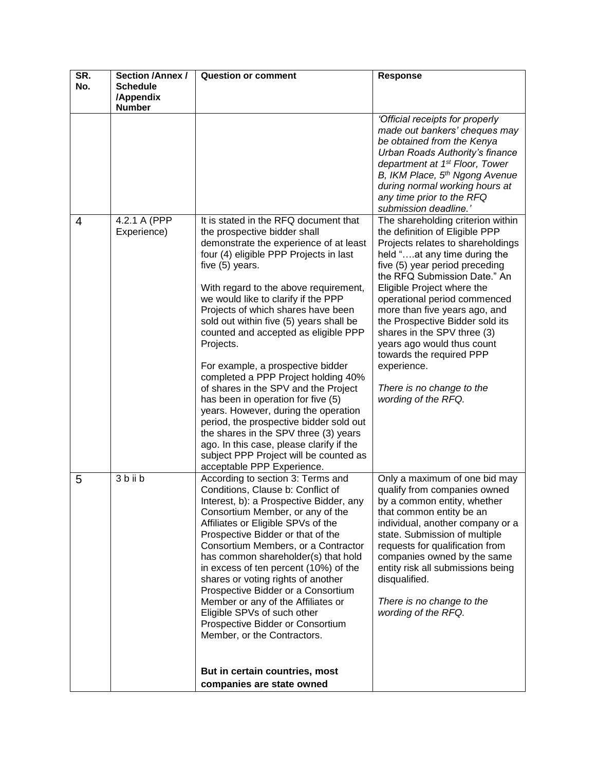| SR. No. | Section /Annex / Schedule /Appendix Number | Question or comment | Response |
|---|---|---|---|
| | | | *'Official receipts for properly made out bankers' cheques may be obtained from the Kenya Urban Roads Authority's finance department at 1st Floor, Tower B, IKM Place, 5th Ngong Avenue during normal working hours at any time prior to the RFQ submission deadline.'* |
| 4 | 4.2.1 A (PPP Experience) | It is stated in the RFQ document that the prospective bidder shall demonstrate the experience of at least four (4) eligible PPP Projects in last five (5) years.<br><br>With regard to the above requirement, we would like to clarify if the PPP Projects of which shares have been sold out within five (5) years shall be counted and accepted as eligible PPP Projects.<br><br>For example, a prospective bidder completed a PPP Project holding 40% of shares in the SPV and the Project has been in operation for five (5) years. However, during the operation period, the prospective bidder sold out the shares in the SPV three (3) years ago. In this case, please clarify if the subject PPP Project will be counted as acceptable PPP Experience. | The shareholding criterion within the definition of Eligible PPP Projects relates to shareholdings held "….at any time during the five (5) year period preceding the RFQ Submission Date." An Eligible Project where the operational period commenced more than five years ago, and the Prospective Bidder sold its shares in the SPV three (3) years ago would thus count towards the required PPP experience.<br><br>*There is no change to the wording of the RFQ.* |
| 5 | 3 b ii b | According to section 3: Terms and Conditions, Clause b: Conflict of Interest, b): a Prospective Bidder, any Consortium Member, or any of the Affiliates or Eligible SPVs of the Prospective Bidder or that of the Consortium Members, or a Contractor has common shareholder(s) that hold in excess of ten percent (10%) of the shares or voting rights of another Prospective Bidder or a Consortium Member or any of the Affiliates or Eligible SPVs of such other Prospective Bidder or Consortium Member, or the Contractors.<br><br>**But in certain countries, most companies are state owned** | Only a maximum of one bid may qualify from companies owned by a common entity, whether that common entity be an individual, another company or a state. Submission of multiple requests for qualification from companies owned by the same entity risk all submissions being disqualified.<br><br>*There is no change to the wording of the RFQ.* |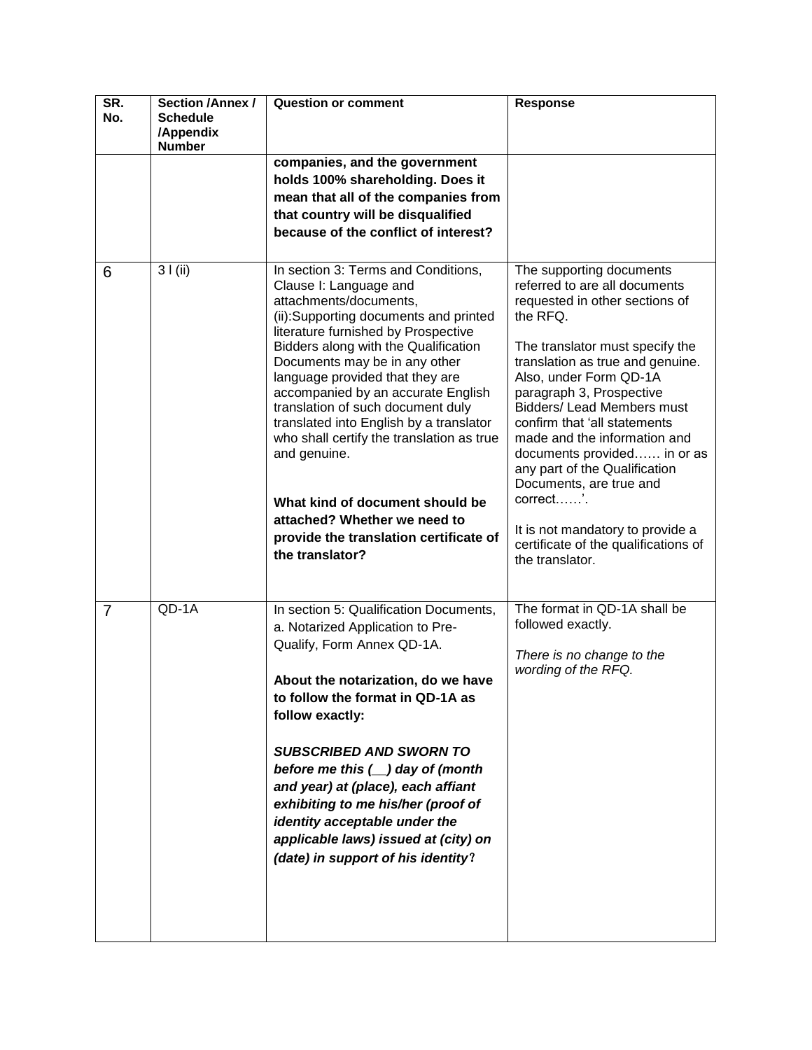| SR. No. | Section /Annex / Schedule /Appendix Number | Question or comment | Response |
|---|---|---|---|
| | | **companies, and the government holds 100% shareholding. Does it mean that all of the companies from that country will be disqualified because of the conflict of interest?** | |
| 6 | 3 I (ii) | In section 3: Terms and Conditions, Clause I: Language and attachments/documents, (ii):Supporting documents and printed literature furnished by Prospective Bidders along with the Qualification Documents may be in any other language provided that they are accompanied by an accurate English translation of such document duly translated into English by a translator who shall certify the translation as true and genuine.<br><br>**What kind of document should be attached? Whether we need to provide the translation certificate of the translator?** | The supporting documents referred to are all documents requested in other sections of the RFQ.<br><br>The translator must specify the translation as true and genuine. Also, under Form QD-1A paragraph 3, Prospective Bidders/ Lead Members must confirm that 'all statements made and the information and documents provided…… in or as any part of the Qualification Documents, are true and correct……'.<br><br>It is not mandatory to provide a certificate of the qualifications of the translator. |
| 7 | QD-1A | In section 5: Qualification Documents, a. Notarized Application to Pre-Qualify, Form Annex QD-1A.<br><br>**About the notarization, do we have to follow the format in QD-1A as follow exactly:**<br><br>***SUBSCRIBED AND SWORN TO before me this (__) day of (month and year) at (place), each affiant exhibiting to me his/her (proof of identity acceptable under the applicable laws) issued at (city) on (date) in support of his identity*?** | The format in QD-1A shall be followed exactly.<br><br>*There is no change to the wording of the RFQ.* |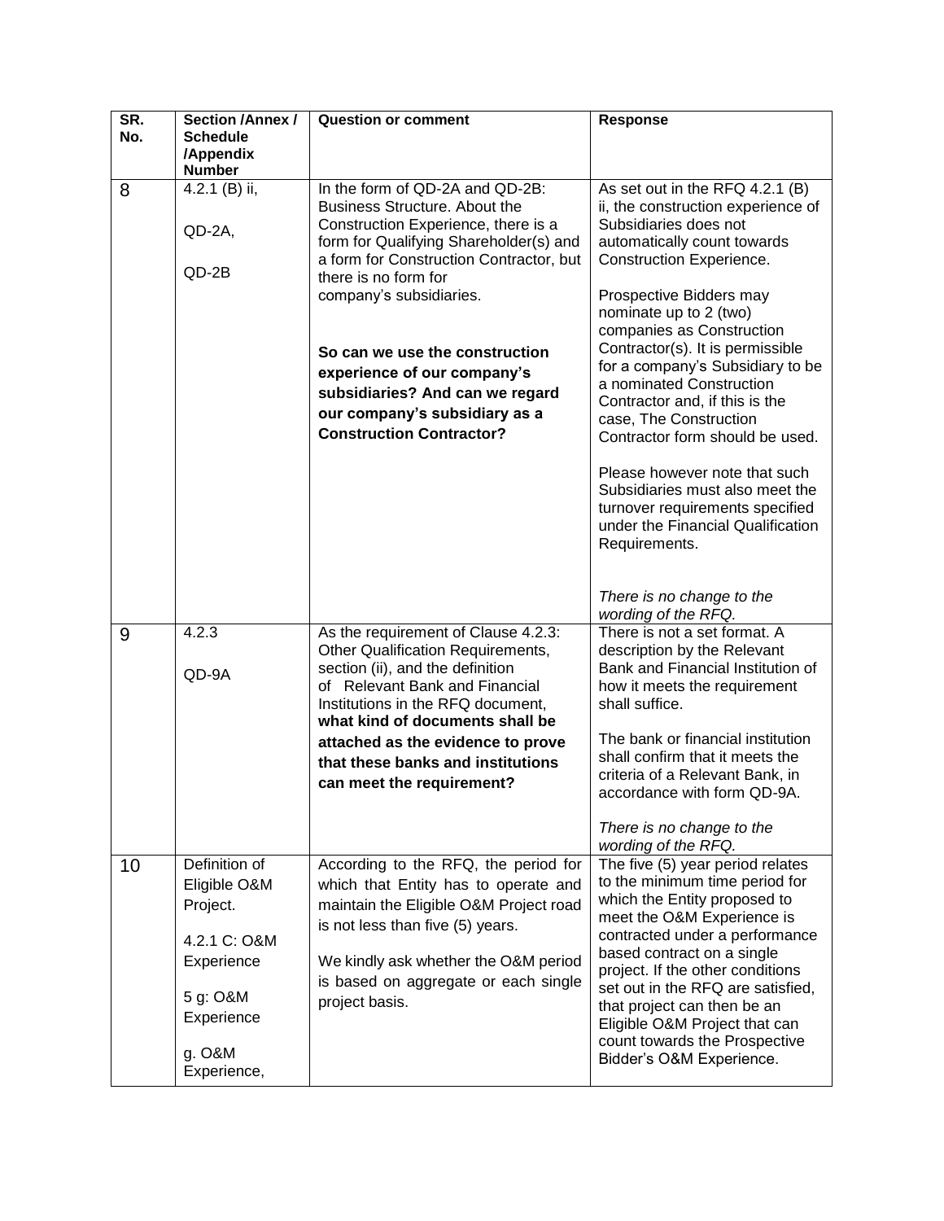| SR. No. | Section /Annex / Schedule /Appendix Number | Question or comment | Response |
|---|---|---|---|
| 8 | 4.2.1 (B) ii,<br><br>QD-2A,<br><br>QD-2B | In the form of QD-2A and QD-2B: Business Structure. About the Construction Experience, there is a form for Qualifying Shareholder(s) and a form for Construction Contractor, but there is no form for company's subsidiaries.<br><br>**So can we use the construction experience of our company's subsidiaries? And can we regard our company's subsidiary as a Construction Contractor?** | As set out in the RFQ 4.2.1 (B) ii, the construction experience of Subsidiaries does not automatically count towards Construction Experience.<br><br>Prospective Bidders may nominate up to 2 (two) companies as Construction Contractor(s). It is permissible for a company's Subsidiary to be a nominated Construction Contractor and, if this is the case, The Construction Contractor form should be used.<br><br>Please however note that such Subsidiaries must also meet the turnover requirements specified under the Financial Qualification Requirements.<br><br>*There is no change to the wording of the RFQ.* |
| 9 | 4.2.3<br><br>QD-9A | As the requirement of Clause 4.2.3: Other Qualification Requirements, section (ii), and the definition of Relevant Bank and Financial Institutions in the RFQ document, **what kind of documents shall be attached as the evidence to prove that these banks and institutions can meet the requirement?** | There is not a set format. A description by the Relevant Bank and Financial Institution of how it meets the requirement shall suffice.<br><br>The bank or financial institution shall confirm that it meets the criteria of a Relevant Bank, in accordance with form QD-9A.<br><br>*There is no change to the wording of the RFQ.* |
| 10 | Definition of Eligible O&M Project.<br><br>4.2.1 C: O&M Experience<br><br>5 g: O&M Experience<br><br>g. O&M Experience, | According to the RFQ, the period for which that Entity has to operate and maintain the Eligible O&M Project road is not less than five (5) years.<br><br>We kindly ask whether the O&M period is based on aggregate or each single project basis. | The five (5) year period relates to the minimum time period for which the Entity proposed to meet the O&M Experience is contracted under a performance based contract on a single project. If the other conditions set out in the RFQ are satisfied, that project can then be an Eligible O&M Project that can count towards the Prospective Bidder's O&M Experience. |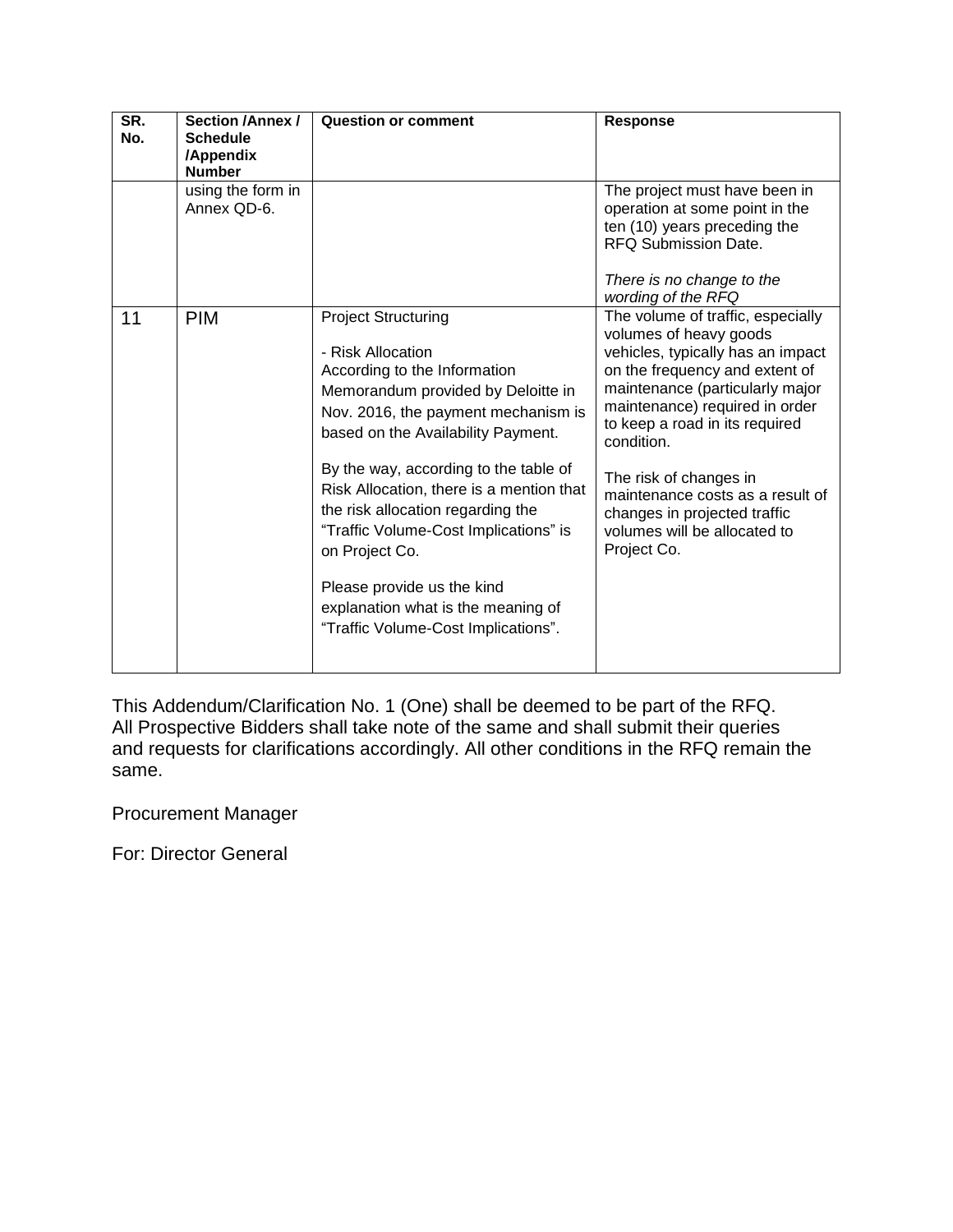| SR. No. | Section /Annex / Schedule /Appendix Number | Question or comment | Response |
|---|---|---|---|
| | using the form in Annex QD-6. | | The project must have been in operation at some point in the ten (10) years preceding the RFQ Submission Date.<br><br>*There is no change to the wording of the RFQ* |
| 11 | PIM | Project Structuring<br><br>- Risk Allocation<br>According to the Information Memorandum provided by Deloitte in Nov. 2016, the payment mechanism is based on the Availability Payment.<br><br>By the way, according to the table of Risk Allocation, there is a mention that the risk allocation regarding the "Traffic Volume-Cost Implications" is on Project Co.<br><br>Please provide us the kind explanation what is the meaning of "Traffic Volume-Cost Implications". | The volume of traffic, especially volumes of heavy goods vehicles, typically has an impact on the frequency and extent of maintenance (particularly major maintenance) required in order to keep a road in its required condition.<br><br>The risk of changes in maintenance costs as a result of changes in projected traffic volumes will be allocated to Project Co. |

This Addendum/Clarification No. 1 (One) shall be deemed to be part of the RFQ. All Prospective Bidders shall take note of the same and shall submit their queries and requests for clarifications accordingly. All other conditions in the RFQ remain the same.

Procurement Manager

For: Director General